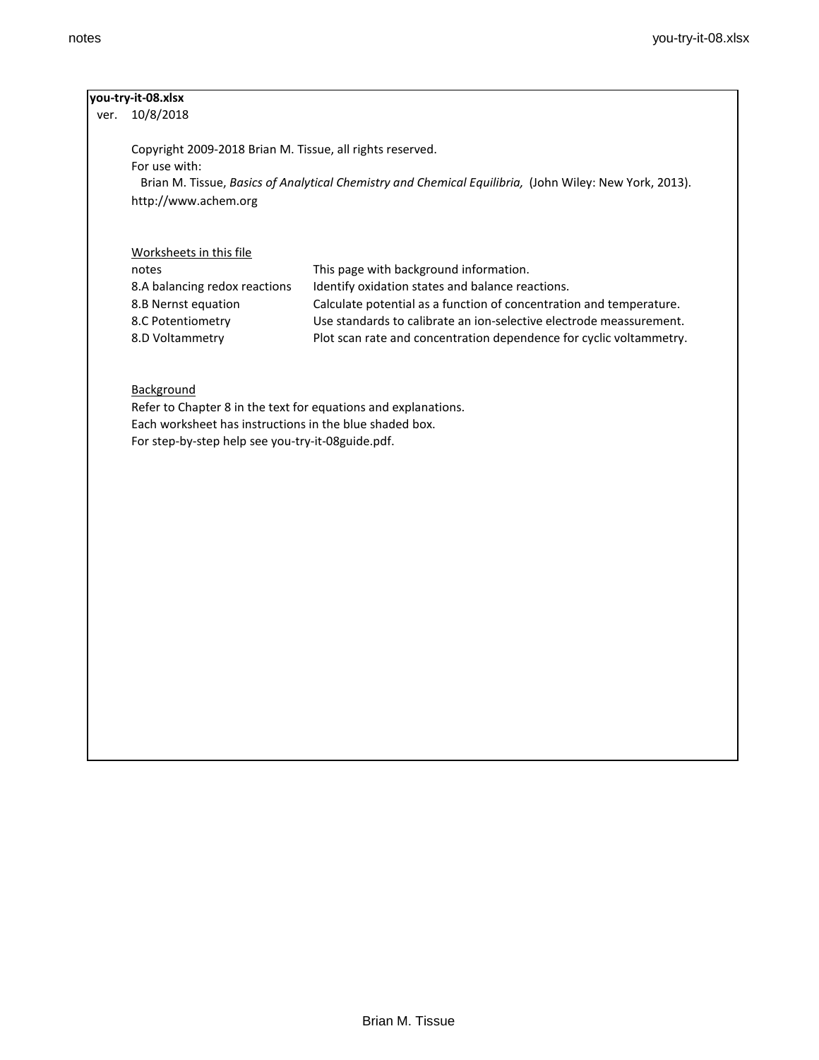**you-try-it-08.xlsx**

ver. 10/8/2018

Copyright 2009-2018 Brian M. Tissue, all rights reserved.

For use with:

Brian M. Tissue, *Basics of Analytical Chemistry and Chemical Equilibria,* (John Wiley: New York, 2013).

http://www.achem.org

Worksheets in this file

| | |
|---|---|
| notes | This page with background information. |
| 8.A balancing redox reactions | Identify oxidation states and balance reactions. |
| 8.B Nernst equation | Calculate potential as a function of concentration and temperature. |
| 8.C Potentiometry | Use standards to calibrate an ion-selective electrode meassurement. |
| 8.D Voltammetry | Plot scan rate and concentration dependence for cyclic voltammetry. |

Background

Refer to Chapter 8 in the text for equations and explanations.

Each worksheet has instructions in the blue shaded box.

For step-by-step help see you-try-it-08guide.pdf.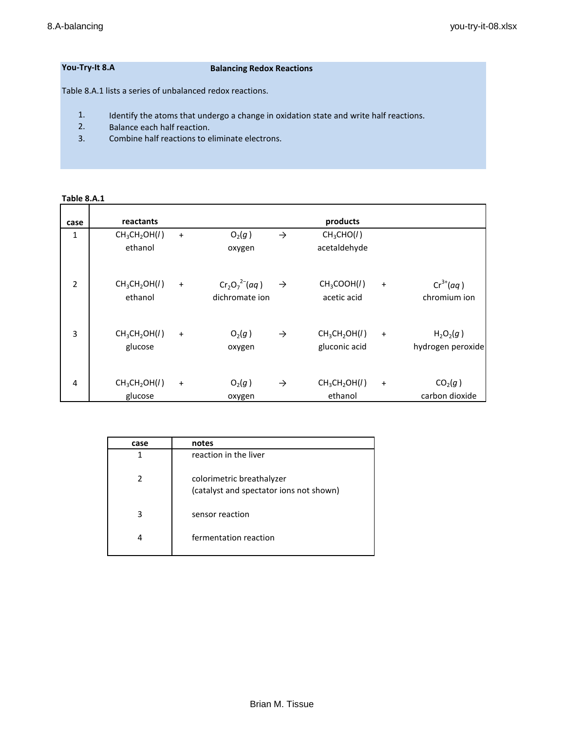**You-Try-It 8.A** **Balancing Redox Reactions**

Table 8.A.1 lists a series of unbalanced redox reactions.

1. Identify the atoms that undergo a change in oxidation state and write half reactions.
2. Balance each half reaction.
3. Combine half reactions to eliminate electrons.

**Table 8.A.1**

| case | reactants | | | | products | | |
|---|---|---|---|---|---|---|---|
| 1 | $CH_3CH_2OH(l)$ ethanol | + | $O_2(g)$ oxygen | → | $CH_3CHO(l)$ acetaldehyde | | |
| 2 | $CH_3CH_2OH(l)$ ethanol | + | $Cr_2O_7^{2-}(aq)$ dichromate ion | → | $CH_3COOH(l)$ acetic acid | + | $Cr^{3+}(aq)$ chromium ion |
| 3 | $CH_3CH_2OH(l)$ glucose | + | $O_2(g)$ oxygen | → | $CH_3CH_2OH(l)$ gluconic acid | + | $H_2O_2(g)$ hydrogen peroxide |
| 4 | $CH_3CH_2OH(l)$ glucose | + | $O_2(g)$ oxygen | → | $CH_3CH_2OH(l)$ ethanol | + | $CO_2(g)$ carbon dioxide |

| case | notes |
|---|---|
| 1 | reaction in the liver |
| 2 | colorimetric breathalyzer (catalyst and spectator ions not shown) |
| 3 | sensor reaction |
| 4 | fermentation reaction |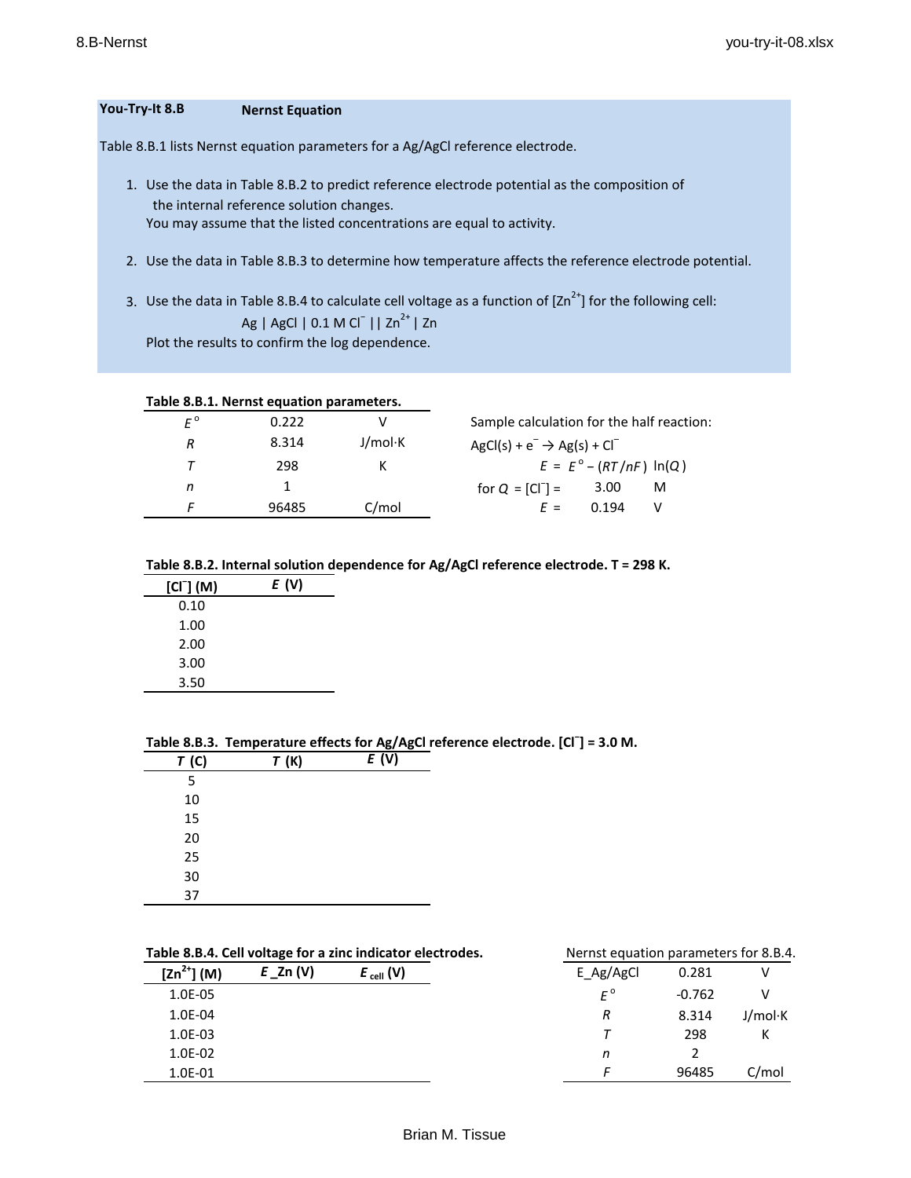## You-Try-It 8.B Nernst Equation

Table 8.B.1 lists Nernst equation parameters for a Ag/AgCl reference electrode.

1. Use the data in Table 8.B.2 to predict reference electrode potential as the composition of the internal reference solution changes.
   You may assume that the listed concentrations are equal to activity.

2. Use the data in Table 8.B.3 to determine how temperature affects the reference electrode potential.

3. Use the data in Table 8.B.4 to calculate cell voltage as a function of $[Zn^{2+}]$ for the following cell:

   Ag | AgCl | 0.1 M $Cl^-$ || $Zn^{2+}$ | Zn

   Plot the results to confirm the log dependence.

**Table 8.B.1. Nernst equation parameters.**

| | | |
|---|---|---|
| $E°$ | 0.222 | V |
| $R$ | 8.314 | J/mol·K |
| $T$ | 298 | K |
| $n$ | 1 | |
| $F$ | 96485 | C/mol |

Sample calculation for the half reaction:

$AgCl(s) + e^- \rightarrow Ag(s) + Cl^-$

$$E = E° - (RT/nF)\ \ln(Q)$$

for $Q = [Cl^-] =$ 3.00 M

$E =$ 0.194 V

**Table 8.B.2. Internal solution dependence for Ag/AgCl reference electrode. T = 298 K.**

| $[Cl^-]$ (M) | $E$ (V) |
|---|---|
| 0.10 | |
| 1.00 | |
| 2.00 | |
| 3.00 | |
| 3.50 | |

**Table 8.B.3. Temperature effects for Ag/AgCl reference electrode. $[Cl^-]$ = 3.0 M.**

| $T$ (C) | $T$ (K) | $E$ (V) |
|---|---|---|
| 5 | | |
| 10 | | |
| 15 | | |
| 20 | | |
| 25 | | |
| 30 | | |
| 37 | | |

**Table 8.B.4. Cell voltage for a zinc indicator electrodes.**

| $[Zn^{2+}]$ (M) | $E$\_Zn (V) | $E_{cell}$ (V) |
|---|---|---|
| 1.0E-05 | | |
| 1.0E-04 | | |
| 1.0E-03 | | |
| 1.0E-02 | | |
| 1.0E-01 | | |

Nernst equation parameters for 8.B.4.

| | | |
|---|---|---|
| E_Ag/AgCl | 0.281 | V |
| $E°$ | -0.762 | V |
| $R$ | 8.314 | J/mol·K |
| $T$ | 298 | K |
| $n$ | 2 | |
| $F$ | 96485 | C/mol |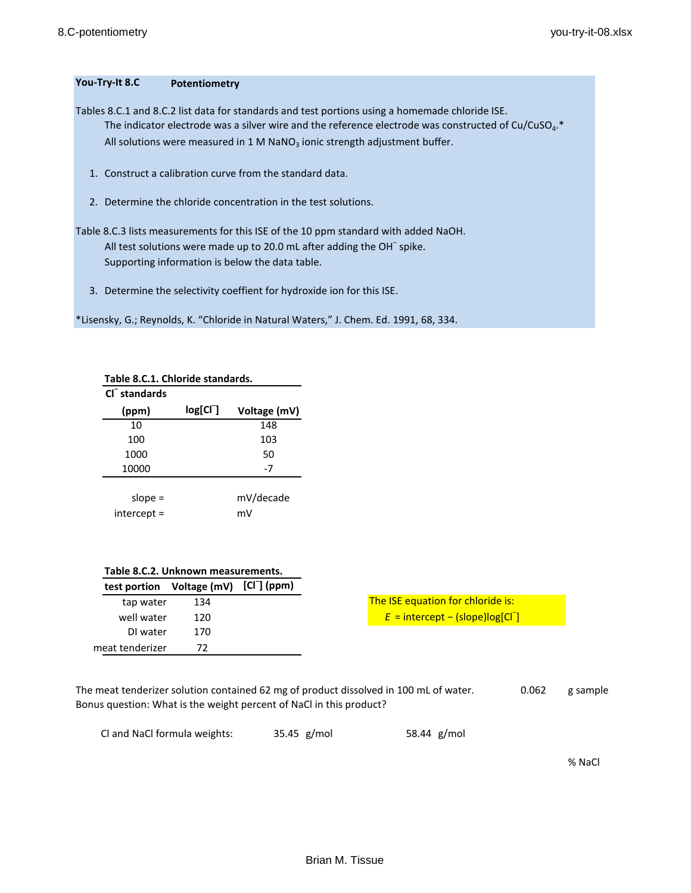**You-Try-It 8.C** **Potentiometry**

Tables 8.C.1 and 8.C.2 list data for standards and test portions using a homemade chloride ISE.

The indicator electrode was a silver wire and the reference electrode was constructed of Cu/$CuSO_4$.*

All solutions were measured in 1 M $NaNO_3$ ionic strength adjustment buffer.

1. Construct a calibration curve from the standard data.
2. Determine the chloride concentration in the test solutions.

Table 8.C.3 lists measurements for this ISE of the 10 ppm standard with added NaOH.

All test solutions were made up to 20.0 mL after adding the $OH^-$ spike.

Supporting information is below the data table.

3. Determine the selectivity coefficent for hydroxide ion for this ISE.

*Lisensky, G.; Reynolds, K. "Chloride in Natural Waters," J. Chem. Ed. 1991, 68, 334.

**Table 8.C.1. Chloride standards.**

| $Cl^-$ standards (ppm) | log[$Cl^-$] | Voltage (mV) |
|---|---|---|
| 10 | | 148 |
| 100 | | 103 |
| 1000 | | 50 |
| 10000 | | -7 |

slope = mV/decade

intercept = mV

**Table 8.C.2. Unknown measurements.**

| test portion | Voltage (mV) | [$Cl^-$] (ppm) |
|---|---|---|
| tap water | 134 | |
| well water | 120 | |
| DI water | 170 | |
| meat tenderizer | 72 | |

The ISE equation for chloride is:

$E$ = intercept − (slope)log[$Cl^-$]

The meat tenderizer solution contained 62 mg of product dissolved in 100 mL of water. 0.062 g sample

Bonus question: What is the weight percent of NaCl in this product?

Cl and NaCl formula weights: 35.45 g/mol 58.44 g/mol

% NaCl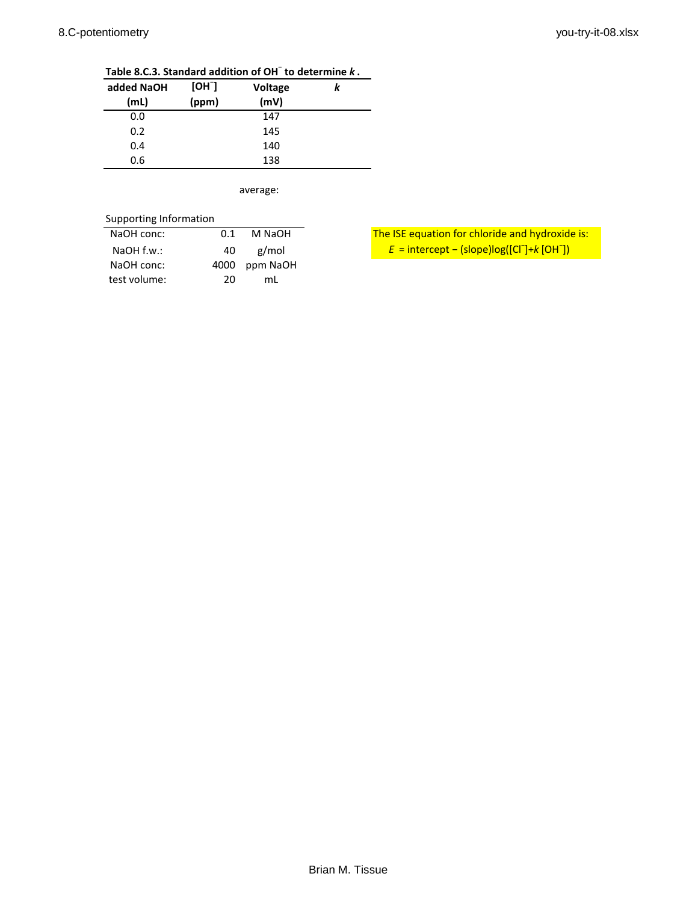**Table 8.C.3. Standard addition of $OH^-$ to determine *k*.**

| added NaOH (mL) | $[OH^-]$ (ppm) | Voltage (mV) | *k* |
|---|---|---|---|
| 0.0 | | 147 | |
| 0.2 | | 145 | |
| 0.4 | | 140 | |
| 0.6 | | 138 | |

average:

Supporting Information

| | | |
|---|---|---|
| NaOH conc: | 0.1 | M NaOH |
| NaOH f.w.: | 40 | g/mol |
| NaOH conc: | 4000 | ppm NaOH |
| test volume: | 20 | mL |

The ISE equation for chloride and hydroxide is:

$E$ = intercept − (slope)log($[Cl^-]$+$k$ $[OH^-]$)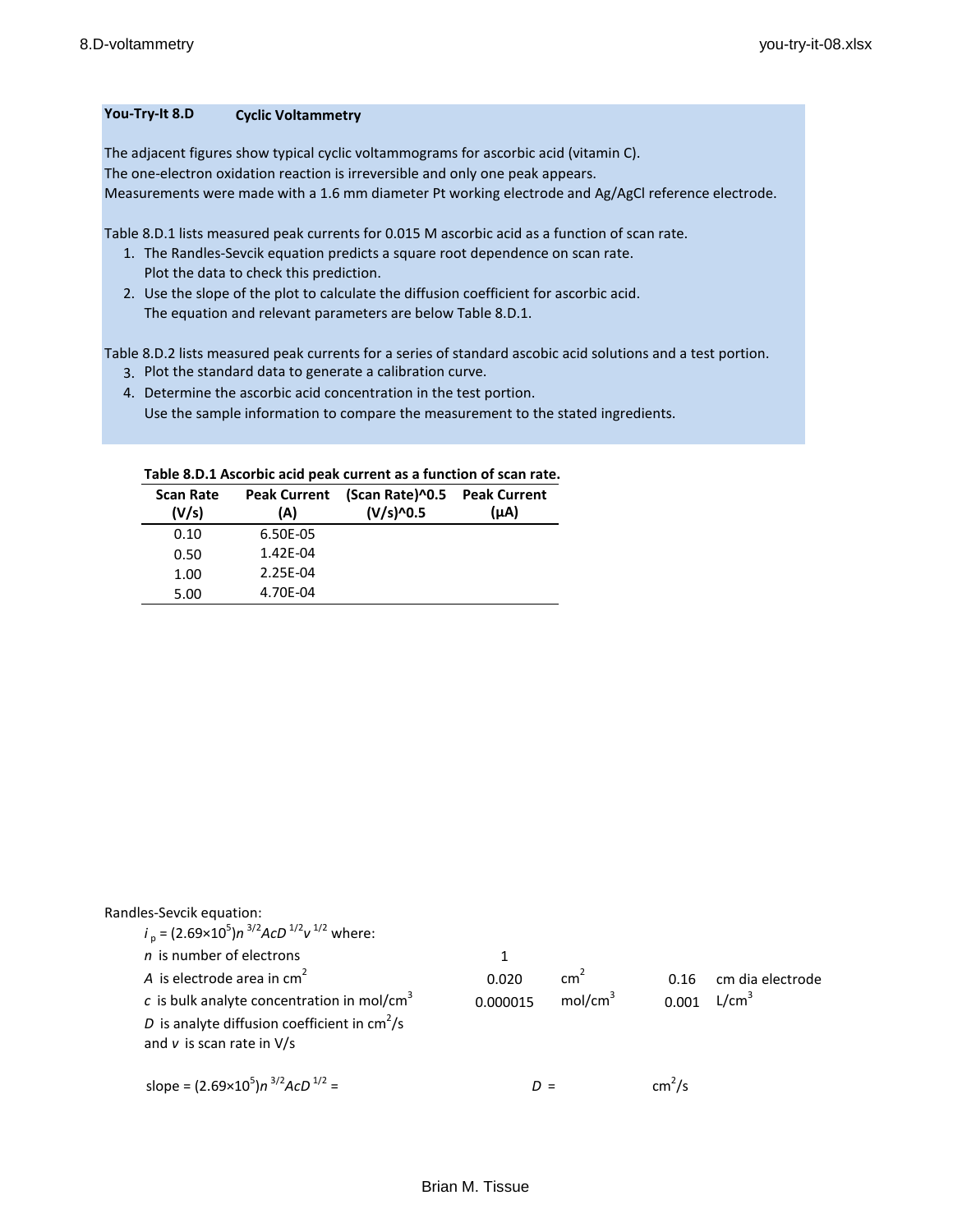**You-Try-It 8.D** **Cyclic Voltammetry**

The adjacent figures show typical cyclic voltammograms for ascorbic acid (vitamin C).
The one-electron oxidation reaction is irreversible and only one peak appears.
Measurements were made with a 1.6 mm diameter Pt working electrode and Ag/AgCl reference electrode.

Table 8.D.1 lists measured peak currents for 0.015 M ascorbic acid as a function of scan rate.

1. The Randles-Sevcik equation predicts a square root dependence on scan rate.
   Plot the data to check this prediction.
2. Use the slope of the plot to calculate the diffusion coefficient for ascorbic acid.
   The equation and relevant parameters are below Table 8.D.1.

Table 8.D.2 lists measured peak currents for a series of standard ascobic acid solutions and a test portion.

3. Plot the standard data to generate a calibration curve.
4. Determine the ascorbic acid concentration in the test portion.
   Use the sample information to compare the measurement to the stated ingredients.

**Table 8.D.1 Ascorbic acid peak current as a function of scan rate.**

| Scan Rate (V/s) | Peak Current (A) | (Scan Rate)^0.5 (V/s)^0.5 | Peak Current (μA) |
|---|---|---|---|
| 0.10 | 6.50E-05 | | |
| 0.50 | 1.42E-04 | | |
| 1.00 | 2.25E-04 | | |
| 5.00 | 4.70E-04 | | |

Randles-Sevcik equation:

$i_p = (2.69\times10^5)n^{3/2}AcD^{1/2}v^{1/2}$ where:

| | | | | |
|---|---|---|---|---|
| $n$ is number of electrons | 1 | | | |
| $A$ is electrode area in $cm^2$ | 0.020 | $cm^2$ | 0.16 | cm dia electrode |
| $c$ is bulk analyte concentration in $mol/cm^3$ | 0.000015 | $mol/cm^3$ | 0.001 | $L/cm^3$ |
| $D$ is analyte diffusion coefficient in $cm^2/s$ | | | | |
| and $v$ is scan rate in V/s | | | | |

slope = $(2.69\times10^5)n^{3/2}AcD^{1/2}$ = $D$ = $cm^2/s$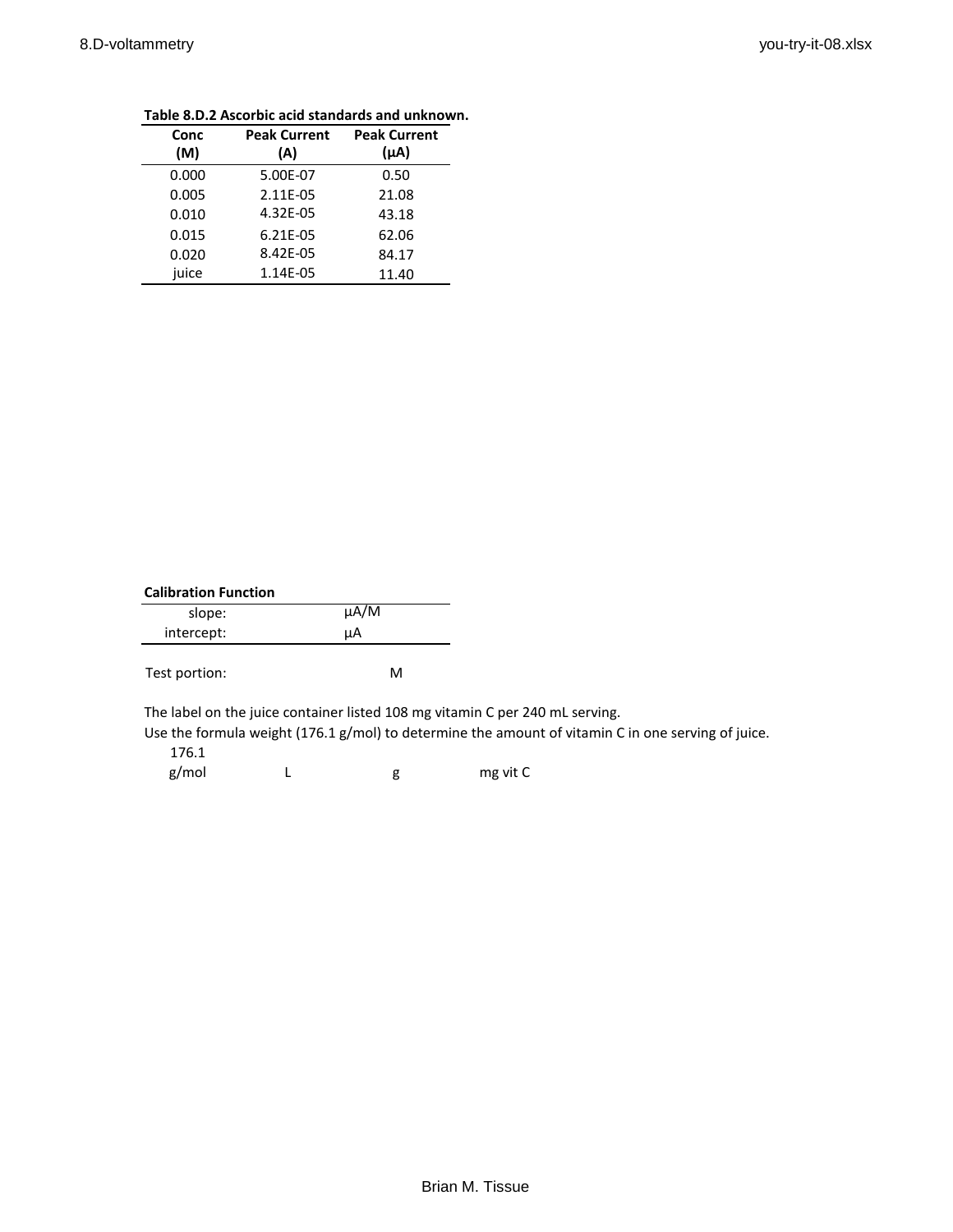**Table 8.D.2 Ascorbic acid standards and unknown.**

| Conc (M) | Peak Current (A) | Peak Current (μA) |
|---|---|---|
| 0.000 | 5.00E-07 | 0.50 |
| 0.005 | 2.11E-05 | 21.08 |
| 0.010 | 4.32E-05 | 43.18 |
| 0.015 | 6.21E-05 | 62.06 |
| 0.020 | 8.42E-05 | 84.17 |
| juice | 1.14E-05 | 11.40 |

**Calibration Function**

| | | |
|---|---|---|
| slope: | | μA/M |
| intercept: | | μA |

Test portion: M

The label on the juice container listed 108 mg vitamin C per 240 mL serving.
Use the formula weight (176.1 g/mol) to determine the amount of vitamin C in one serving of juice.

| | | | |
|---|---|---|---|
| 176.1 | | | |
| g/mol | L | g | mg vit C |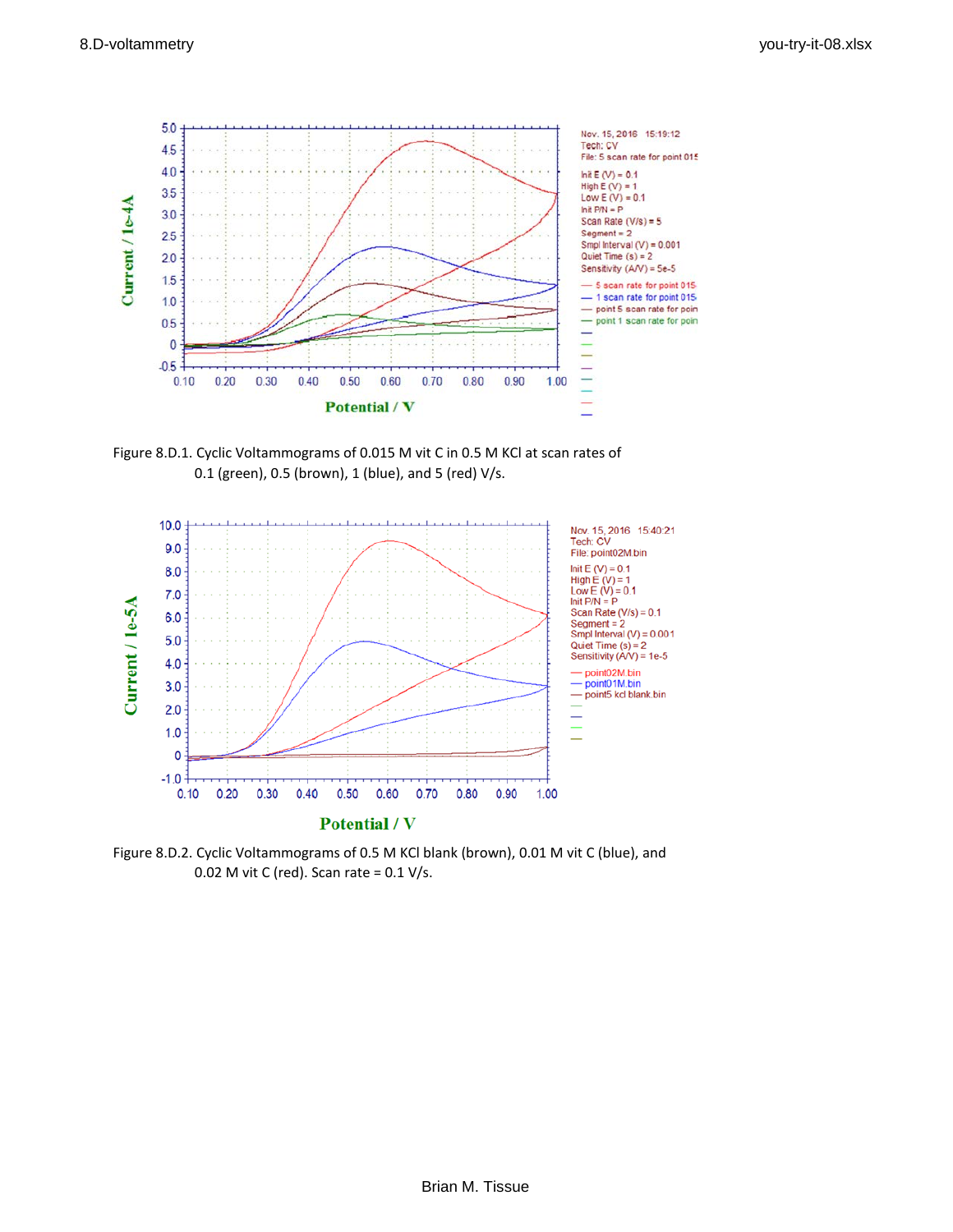Current / 1e-4A

5.0
4.5
4.0
3.5
3.0
2.5
2.0
1.5
1.0
0.5
0
-0.5

0.10 0.20 0.30 0.40 0.50 0.60 0.70 0.80 0.90 1.00

Potential / V

Nov. 15, 2016 15:19:12
Tech: CV
File: 5 scan rate for point 015
Init E (V) = 0.1
High E (V) = 1
Low E (V) = 0.1
Init P/N = P
Scan Rate (V/s) = 5
Segment = 2
Smpl Interval (V) = 0.001
Quiet Time (s) = 2
Sensitivity (A/V) = 5e-5

— 5 scan rate for point 015
— 1 scan rate for point 015
— point 5 scan rate for poin
— point 1 scan rate for poin

Figure 8.D.1. Cyclic Voltammograms of 0.015 M vit C in 0.5 M KCl at scan rates of 0.1 (green), 0.5 (brown), 1 (blue), and 5 (red) V/s.

Current / 1e-5A

10.0
9.0
8.0
7.0
6.0
5.0
4.0
3.0
2.0
1.0
0
-1.0

0.10 0.20 0.30 0.40 0.50 0.60 0.70 0.80 0.90 1.00

Potential / V

Nov. 15, 2016 15:40:21
Tech: CV
File: point02M.bin
Init E (V) = 0.1
High E (V) = 1
Low E (V) = 0.1
Init P/N = P
Scan Rate (V/s) = 0.1
Segment = 2
Smpl Interval (V) = 0.001
Quiet Time (s) = 2
Sensitivity (A/V) = 1e-5

— point02M.bin
— point01M.bin
— point5 kcl blank.bin

Figure 8.D.2. Cyclic Voltammograms of 0.5 M KCl blank (brown), 0.01 M vit C (blue), and 0.02 M vit C (red). Scan rate = 0.1 V/s.